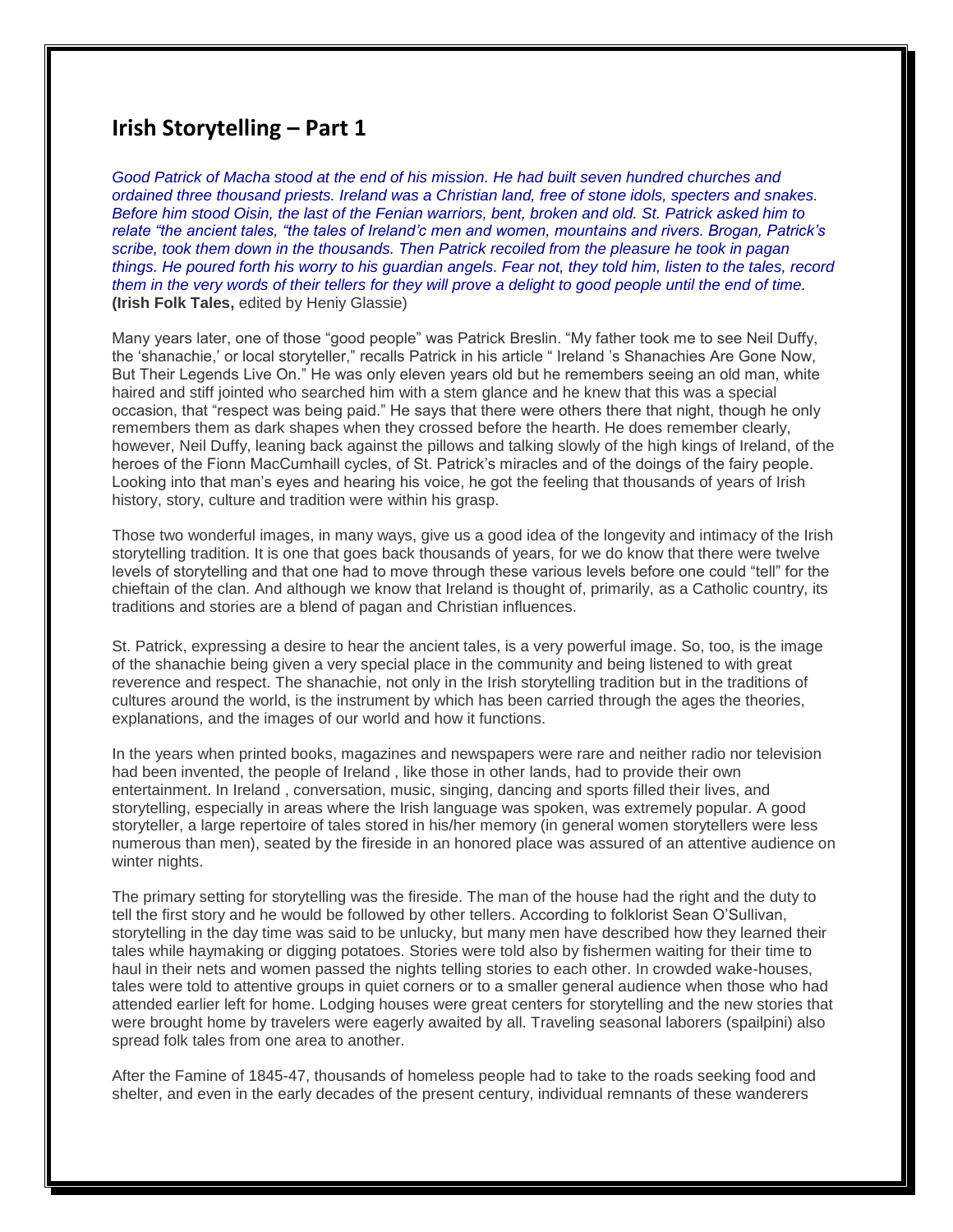## Irish Storytelling – Part 1

*Good Patrick of Macha stood at the end of his mission. He had built seven hundred churches and ordained three thousand priests. Ireland was a Christian land, free of stone idols, specters and snakes. Before him stood Oisin, the last of the Fenian warriors, bent, broken and old. St. Patrick asked him to relate "the ancient tales, "the tales of Ireland'c men and women, mountains and rivers. Brogan, Patrick's scribe, took them down in the thousands. Then Patrick recoiled from the pleasure he took in pagan things. He poured forth his worry to his guardian angels. Fear not, they told him, listen to the tales, record them in the very words of their tellers for they will prove a delight to good people until the end of time.* **(Irish Folk Tales,** edited by Heniy Glassie)

Many years later, one of those "good people" was Patrick Breslin. "My father took me to see Neil Duffy, the 'shanachie,' or local storyteller," recalls Patrick in his article " Ireland 's Shanachies Are Gone Now, But Their Legends Live On." He was only eleven years old but he remembers seeing an old man, white haired and stiff jointed who searched him with a stem glance and he knew that this was a special occasion, that "respect was being paid." He says that there were others there that night, though he only remembers them as dark shapes when they crossed before the hearth. He does remember clearly, however, Neil Duffy, leaning back against the pillows and talking slowly of the high kings of Ireland, of the heroes of the Fionn MacCumhaill cycles, of St. Patrick's miracles and of the doings of the fairy people. Looking into that man's eyes and hearing his voice, he got the feeling that thousands of years of Irish history, story, culture and tradition were within his grasp.

Those two wonderful images, in many ways, give us a good idea of the longevity and intimacy of the Irish storytelling tradition. It is one that goes back thousands of years, for we do know that there were twelve levels of storytelling and that one had to move through these various levels before one could "tell" for the chieftain of the clan. And although we know that Ireland is thought of, primarily, as a Catholic country, its traditions and stories are a blend of pagan and Christian influences.

St. Patrick, expressing a desire to hear the ancient tales, is a very powerful image. So, too, is the image of the shanachie being given a very special place in the community and being listened to with great reverence and respect. The shanachie, not only in the Irish storytelling tradition but in the traditions of cultures around the world, is the instrument by which has been carried through the ages the theories, explanations, and the images of our world and how it functions.

In the years when printed books, magazines and newspapers were rare and neither radio nor television had been invented, the people of Ireland , like those in other lands, had to provide their own entertainment. In Ireland , conversation, music, singing, dancing and sports filled their lives, and storytelling, especially in areas where the Irish language was spoken, was extremely popular. A good storyteller, a large repertoire of tales stored in his/her memory (in general women storytellers were less numerous than men), seated by the fireside in an honored place was assured of an attentive audience on winter nights.

The primary setting for storytelling was the fireside. The man of the house had the right and the duty to tell the first story and he would be followed by other tellers. According to folklorist Sean O'Sullivan, storytelling in the day time was said to be unlucky, but many men have described how they learned their tales while haymaking or digging potatoes. Stories were told also by fishermen waiting for their time to haul in their nets and women passed the nights telling stories to each other. In crowded wake-houses, tales were told to attentive groups in quiet corners or to a smaller general audience when those who had attended earlier left for home. Lodging houses were great centers for storytelling and the new stories that were brought home by travelers were eagerly awaited by all. Traveling seasonal laborers (spailpini) also spread folk tales from one area to another.

After the Famine of 1845-47, thousands of homeless people had to take to the roads seeking food and shelter, and even in the early decades of the present century, individual remnants of these wanderers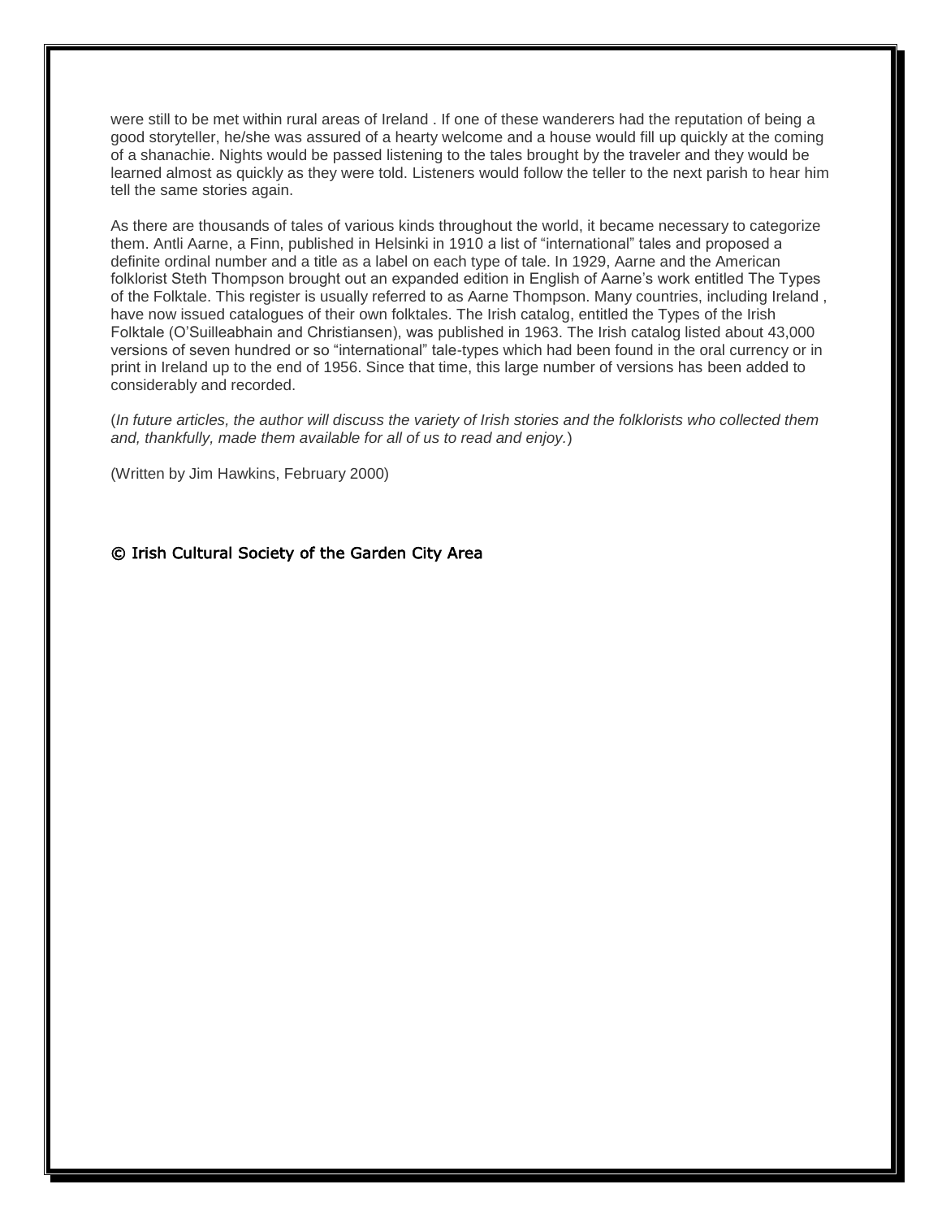were still to be met within rural areas of Ireland . If one of these wanderers had the reputation of being a good storyteller, he/she was assured of a hearty welcome and a house would fill up quickly at the coming of a shanachie. Nights would be passed listening to the tales brought by the traveler and they would be learned almost as quickly as they were told. Listeners would follow the teller to the next parish to hear him tell the same stories again.

As there are thousands of tales of various kinds throughout the world, it became necessary to categorize them. Antli Aarne, a Finn, published in Helsinki in 1910 a list of "international" tales and proposed a definite ordinal number and a title as a label on each type of tale. In 1929, Aarne and the American folklorist Steth Thompson brought out an expanded edition in English of Aarne's work entitled The Types of the Folktale. This register is usually referred to as Aarne Thompson. Many countries, including Ireland , have now issued catalogues of their own folktales. The Irish catalog, entitled the Types of the Irish Folktale (O'Suilleabhain and Christiansen), was published in 1963. The Irish catalog listed about 43,000 versions of seven hundred or so "international" tale-types which had been found in the oral currency or in print in Ireland up to the end of 1956. Since that time, this large number of versions has been added to considerably and recorded.

(*In future articles, the author will discuss the variety of Irish stories and the folklorists who collected them and, thankfully, made them available for all of us to read and enjoy.*)

(Written by Jim Hawkins, February 2000)

© Irish Cultural Society of the Garden City Area